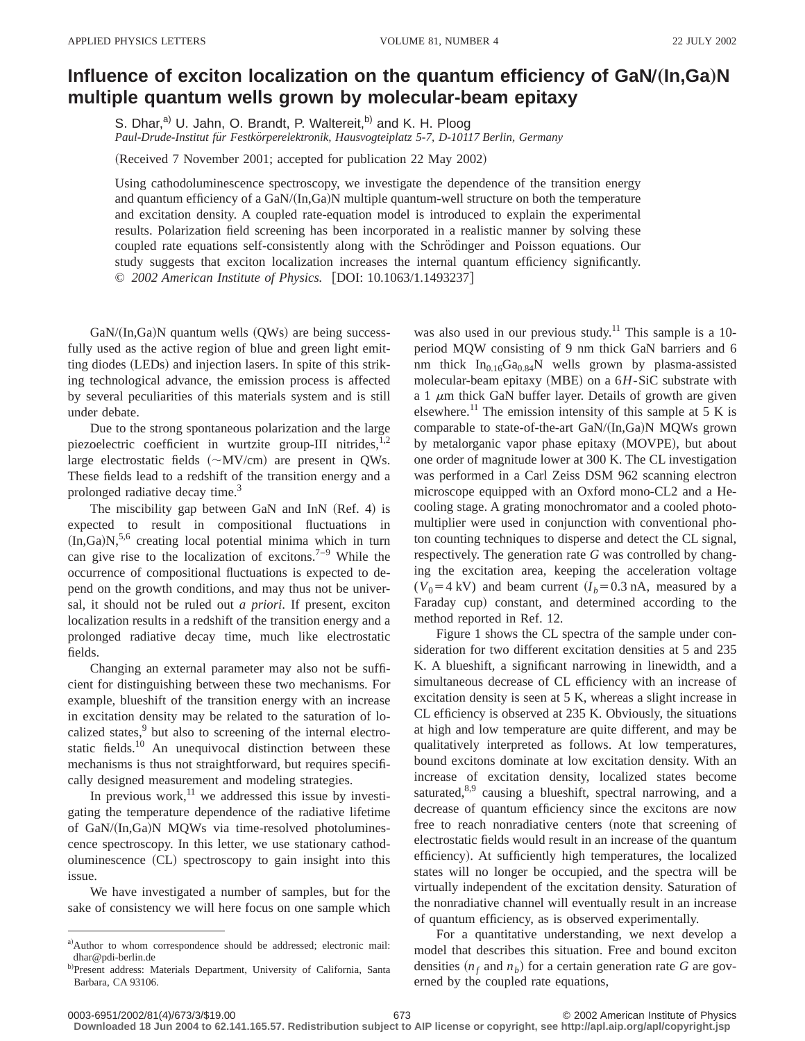# Influence of exciton localization on the quantum efficiency of GaN/(In,Ga)N multiple quantum wells grown by molecular-beam epitaxy

S. Dhar,[a] U. Jahn, O. Brandt, P. Waltereit,[b] and K. H. Ploog

*Paul-Drude-Institut für Festkörperelektronik, Hausvogteiplatz 5-7, D-10117 Berlin, Germany*

(Received 7 November 2001; accepted for publication 22 May 2002)

Using cathodoluminescence spectroscopy, we investigate the dependence of the transition energy and quantum efficiency of a GaN/(In,Ga)N multiple quantum-well structure on both the temperature and excitation density. A coupled rate-equation model is introduced to explain the experimental results. Polarization field screening has been incorporated in a realistic manner by solving these coupled rate equations self-consistently along with the Schrödinger and Poisson equations. Our study suggests that exciton localization increases the internal quantum efficiency significantly. © *2002 American Institute of Physics.* [DOI: 10.1063/1.1493237]

GaN/(In,Ga)N quantum wells (QWs) are being successfully used as the active region of blue and green light emitting diodes (LEDs) and injection lasers. In spite of this striking technological advance, the emission process is affected by several peculiarities of this materials system and is still under debate.

Due to the strong spontaneous polarization and the large piezoelectric coefficient in wurtzite group-III nitrides,[1,2] large electrostatic fields (~MV/cm) are present in QWs. These fields lead to a redshift of the transition energy and a prolonged radiative decay time.[3]

The miscibility gap between GaN and InN (Ref. 4) is expected to result in compositional fluctuations in (In,Ga)N,[5,6] creating local potential minima which in turn can give rise to the localization of excitons.[7–9] While the occurrence of compositional fluctuations is expected to depend on the growth conditions, and may thus not be universal, it should not be ruled out *a priori*. If present, exciton localization results in a redshift of the transition energy and a prolonged radiative decay time, much like electrostatic fields.

Changing an external parameter may also not be sufficient for distinguishing between these two mechanisms. For example, blueshift of the transition energy with an increase in excitation density may be related to the saturation of localized states,[9] but also to screening of the internal electrostatic fields.[10] An unequivocal distinction between these mechanisms is thus not straightforward, but requires specifically designed measurement and modeling strategies.

In previous work,[11] we addressed this issue by investigating the temperature dependence of the radiative lifetime of GaN/(In,Ga)N MQWs via time-resolved photoluminescence spectroscopy. In this letter, we use stationary cathodoluminescence (CL) spectroscopy to gain insight into this issue.

We have investigated a number of samples, but for the sake of consistency we will here focus on one sample which was also used in our previous study.[11] This sample is a 10-period MQW consisting of 9 nm thick GaN barriers and 6 nm thick $In_{0.16}Ga_{0.84}N$ wells grown by plasma-assisted molecular-beam epitaxy (MBE) on a 6*H*-SiC substrate with a 1 $\mu$m thick GaN buffer layer. Details of growth are given elsewhere.[11] The emission intensity of this sample at 5 K is comparable to state-of-the-art GaN/(In,Ga)N MQWs grown by metalorganic vapor phase epitaxy (MOVPE), but about one order of magnitude lower at 300 K. The CL investigation was performed in a Carl Zeiss DSM 962 scanning electron microscope equipped with an Oxford mono-CL2 and a He-cooling stage. A grating monochromator and a cooled photomultiplier were used in conjunction with conventional photon counting techniques to disperse and detect the CL signal, respectively. The generation rate $G$ was controlled by changing the excitation area, keeping the acceleration voltage ($V_0 = 4$ kV) and beam current ($I_b = 0.3$ nA, measured by a Faraday cup) constant, and determined according to the method reported in Ref. 12.

Figure 1 shows the CL spectra of the sample under consideration for two different excitation densities at 5 and 235 K. A blueshift, a significant narrowing in linewidth, and a simultaneous decrease of CL efficiency with an increase of excitation density is seen at 5 K, whereas a slight increase in CL efficiency is observed at 235 K. Obviously, the situations at high and low temperature are quite different, and may be qualitatively interpreted as follows. At low temperatures, bound excitons dominate at low excitation density. With an increase of excitation density, localized states become saturated,[8,9] causing a blueshift, spectral narrowing, and a decrease of quantum efficiency since the excitons are now free to reach nonradiative centers (note that screening of electrostatic fields would result in an increase of the quantum efficiency). At sufficiently high temperatures, the localized states will no longer be occupied, and the spectra will be virtually independent of the excitation density. Saturation of the nonradiative channel will eventually result in an increase of quantum efficiency, as is observed experimentally.

For a quantitative understanding, we next develop a model that describes this situation. Free and bound exciton densities ($n_f$ and $n_b$) for a certain generation rate $G$ are governed by the coupled rate equations,

[a] Author to whom correspondence should be addressed; electronic mail: dhar@pdi-berlin.de

[b] Present address: Materials Department, University of California, Santa Barbara, CA 93106.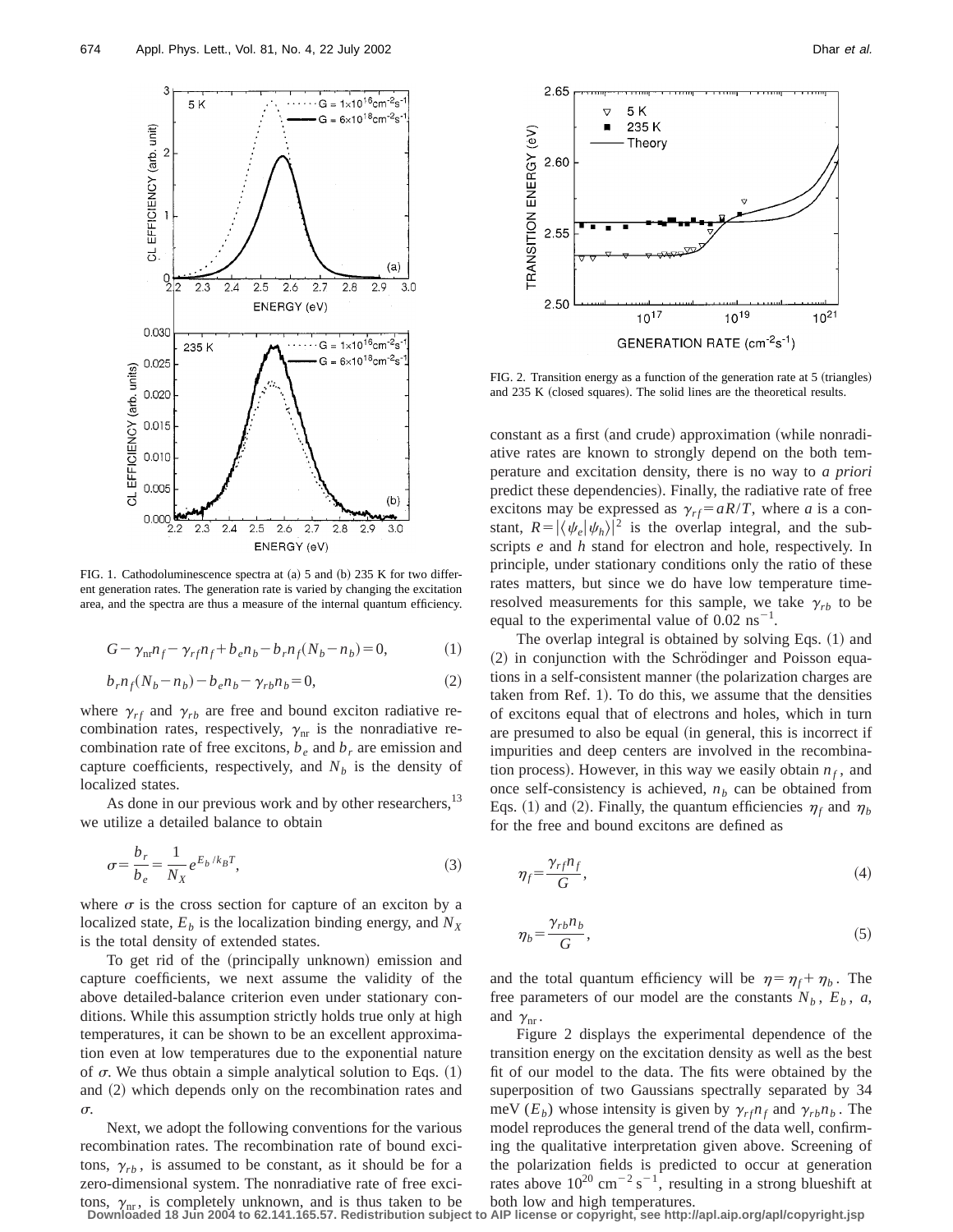FIG. 1. Cathodoluminescence spectra at (a) 5 and (b) 235 K for two different generation rates. The generation rate is varied by changing the excitation area, and the spectra are thus a measure of the internal quantum efficiency.

$$G-\gamma_{\rm nr}n_f-\gamma_{rf}n_f+b_e n_b-b_r n_f(N_b-n_b)=0, \tag{1}$$

$$b_r n_f(N_b-n_b)-b_e n_b-\gamma_{rb}n_b=0, \tag{2}$$

where $\gamma_{rf}$ and $\gamma_{rb}$ are free and bound exciton radiative recombination rates, respectively, $\gamma_{\rm nr}$ is the nonradiative recombination rate of free excitons, $b_e$ and $b_r$ are emission and capture coefficients, respectively, and $N_b$ is the density of localized states.

As done in our previous work and by other researchers,[13] we utilize a detailed balance to obtain

$$\sigma=\frac{b_r}{b_e}=\frac{1}{N_X}e^{E_b/k_BT}, \tag{3}$$

where $\sigma$ is the cross section for capture of an exciton by a localized state, $E_b$ is the localization binding energy, and $N_X$ is the total density of extended states.

To get rid of the (principally unknown) emission and capture coefficients, we next assume the validity of the above detailed-balance criterion even under stationary conditions. While this assumption strictly holds true only at high temperatures, it can be shown to be an excellent approximation even at low temperatures due to the exponential nature of $\sigma$. We thus obtain a simple analytical solution to Eqs. (1) and (2) which depends only on the recombination rates and $\sigma$.

Next, we adopt the following conventions for the various recombination rates. The recombination rate of bound excitons, $\gamma_{rb}$, is assumed to be constant, as it should be for a zero-dimensional system. The nonradiative rate of free excitons, $\gamma_{\rm nr}$, is completely unknown, and is thus taken to be constant as a first (and crude) approximation (while nonradiative rates are known to strongly depend on the both temperature and excitation density, there is no way to *a priori* predict these dependencies). Finally, the radiative rate of free excitons may be expressed as $\gamma_{rf}=aR/T$, where $a$ is a constant, $R=|\langle\psi_e|\psi_h\rangle|^2$ is the overlap integral, and the subscripts $e$ and $h$ stand for electron and hole, respectively. In principle, under stationary conditions only the ratio of these rates matters, but since we do have low temperature time-resolved measurements for this sample, we take $\gamma_{rb}$ to be equal to the experimental value of $0.02\ {\rm ns}^{-1}$.

FIG. 2. Transition energy as a function of the generation rate at 5 (triangles) and 235 K (closed squares). The solid lines are the theoretical results.

The overlap integral is obtained by solving Eqs. (1) and (2) in conjunction with the Schrödinger and Poisson equations in a self-consistent manner (the polarization charges are taken from Ref. 1). To do this, we assume that the densities of excitons equal that of electrons and holes, which in turn are presumed to also be equal (in general, this is incorrect if impurities and deep centers are involved in the recombination process). However, in this way we easily obtain $n_f$, and once self-consistency is achieved, $n_b$ can be obtained from Eqs. (1) and (2). Finally, the quantum efficiencies $\eta_f$ and $\eta_b$ for the free and bound excitons are defined as

$$\eta_f=\frac{\gamma_{rf}n_f}{G}, \tag{4}$$

$$\eta_b=\frac{\gamma_{rb}n_b}{G}, \tag{5}$$

and the total quantum efficiency will be $\eta=\eta_f+\eta_b$. The free parameters of our model are the constants $N_b$, $E_b$, $a$, and $\gamma_{\rm nr}$.

Figure 2 displays the experimental dependence of the transition energy on the excitation density as well as the best fit of our model to the data. The fits were obtained by the superposition of two Gaussians spectrally separated by 34 meV ($E_b$) whose intensity is given by $\gamma_{rf}n_f$ and $\gamma_{rb}n_b$. The model reproduces the general trend of the data well, confirming the qualitative interpretation given above. Screening of the polarization fields is predicted to occur at generation rates above $10^{20}\ {\rm cm}^{-2}\,{\rm s}^{-1}$, resulting in a strong blueshift at both low and high temperatures.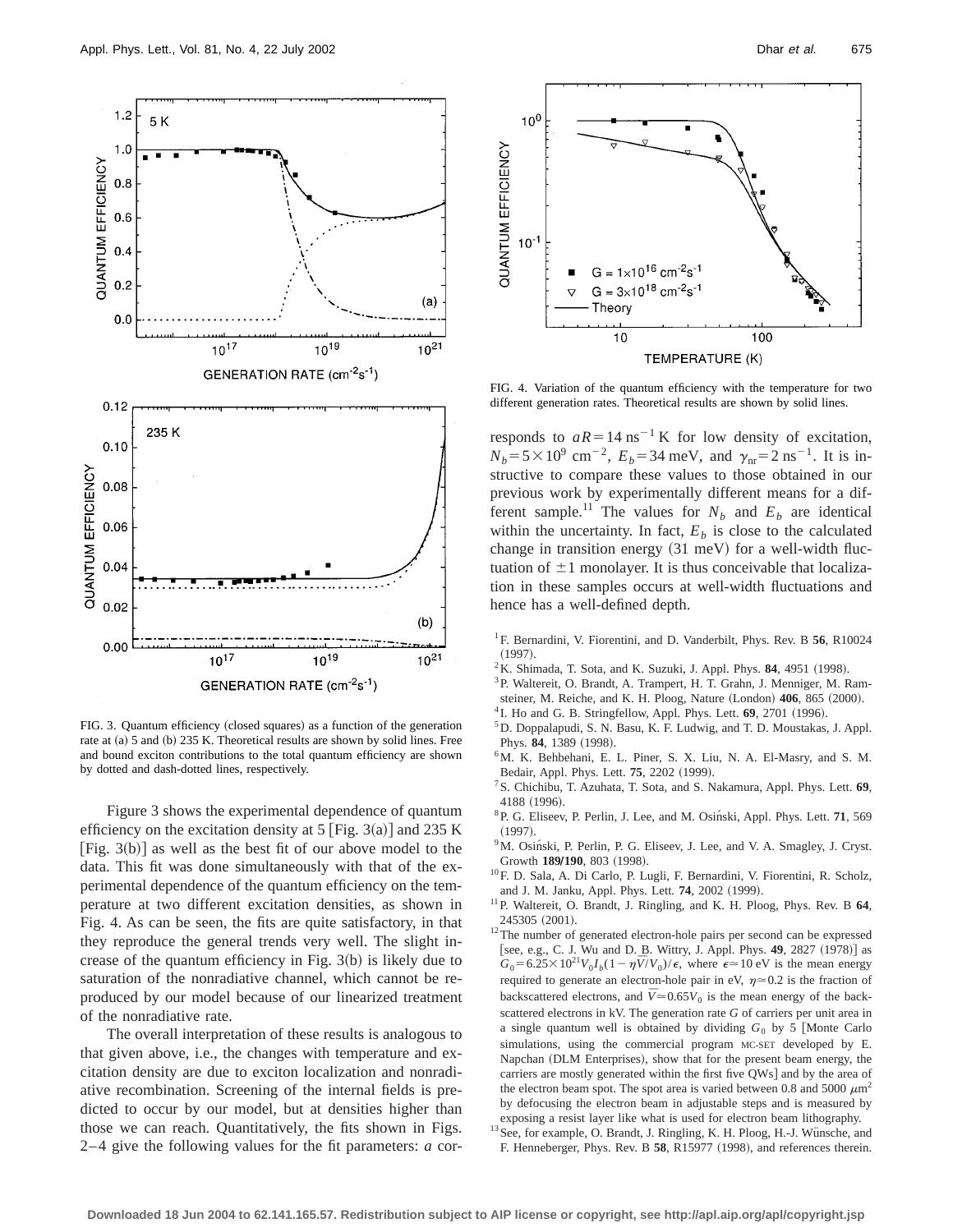5 K

QUANTUM EFFICIENCY

1.2
1.0
0.8
0.6
0.4
0.2
0.0

(a)

$10^{17}$ $10^{19}$ $10^{21}$

GENERATION RATE ($cm^{-2}s^{-1}$)

235 K

QUANTUM EFFICIENCY

0.12
0.10
0.08
0.06
0.04
0.02
0.00

(b)

$10^{17}$ $10^{19}$ $10^{21}$

GENERATION RATE ($cm^{-2}s^{-1}$)

FIG. 3. Quantum efficiency (closed squares) as a function of the generation rate at (a) 5 and (b) 235 K. Theoretical results are shown by solid lines. Free and bound exciton contributions to the total quantum efficiency are shown by dotted and dash-dotted lines, respectively.

Figure 3 shows the experimental dependence of quantum efficiency on the excitation density at 5 [Fig. 3(a)] and 235 K [Fig. 3(b)] as well as the best fit of our above model to the data. This fit was done simultaneously with that of the experimental dependence of the quantum efficiency on the temperature at two different excitation densities, as shown in Fig. 4. As can be seen, the fits are quite satisfactory, in that they reproduce the general trends very well. The slight increase of the quantum efficiency in Fig. 3(b) is likely due to saturation of the nonradiative channel, which cannot be reproduced by our model because of our linearized treatment of the nonradiative rate.

The overall interpretation of these results is analogous to that given above, i.e., the changes with temperature and excitation density are due to exciton localization and nonradiative recombination. Screening of the internal fields is predicted to occur by our model, but at densities higher than those we can reach. Quantitatively, the fits shown in Figs. 2–4 give the following values for the fit parameters: $a$ corresponds to $aR = 14\ \mathrm{ns}^{-1}\,\mathrm{K}$ for low density of excitation, $N_b = 5\times10^{9}\ \mathrm{cm}^{-2}$, $E_b = 34\ \mathrm{meV}$, and $\gamma_{\mathrm{nr}} = 2\ \mathrm{ns}^{-1}$. It is instructive to compare these values to those obtained in our previous work by experimentally different means for a different sample.[11] The values for $N_b$ and $E_b$ are identical within the uncertainty. In fact, $E_b$ is close to the calculated change in transition energy (31 meV) for a well-width fluctuation of $\pm 1$ monolayer. It is thus conceivable that localization in these samples occurs at well-width fluctuations and hence has a well-defined depth.

QUANTUM EFFICIENCY

$10^{0}$

$10^{-1}$

G = $1\times10^{16}$ $cm^{-2}s^{-1}$

G = $3\times10^{18}$ $cm^{-2}s^{-1}$

Theory

10 100

TEMPERATURE (K)

FIG. 4. Variation of the quantum efficiency with the temperature for two different generation rates. Theoretical results are shown by solid lines.

[1] F. Bernardini, V. Fiorentini, and D. Vanderbilt, Phys. Rev. B **56**, R10024 (1997).

[2] K. Shimada, T. Sota, and K. Suzuki, J. Appl. Phys. **84**, 4951 (1998).

[3] P. Waltereit, O. Brandt, A. Trampert, H. T. Grahn, J. Menniger, M. Ramsteiner, M. Reiche, and K. H. Ploog, Nature (London) **406**, 865 (2000).

[4] I. Ho and G. B. Stringfellow, Appl. Phys. Lett. **69**, 2701 (1996).

[5] D. Doppalapudi, S. N. Basu, K. F. Ludwig, and T. D. Moustakas, J. Appl. Phys. **84**, 1389 (1998).

[6] M. K. Behbehani, E. L. Piner, S. X. Liu, N. A. El-Masry, and S. M. Bedair, Appl. Phys. Lett. **75**, 2202 (1999).

[7] S. Chichibu, T. Azuhata, T. Sota, and S. Nakamura, Appl. Phys. Lett. **69**, 4188 (1996).

[8] P. G. Eliseev, P. Perlin, J. Lee, and M. Osiński, Appl. Phys. Lett. **71**, 569 (1997).

[9] M. Osiński, P. Perlin, P. G. Eliseev, J. Lee, and V. A. Smagley, J. Cryst. Growth **189/190**, 803 (1998).

[10] F. D. Sala, A. Di Carlo, P. Lugli, F. Bernardini, V. Fiorentini, R. Scholz, and J. M. Janku, Appl. Phys. Lett. **74**, 2002 (1999).

[11] P. Waltereit, O. Brandt, J. Ringling, and K. H. Ploog, Phys. Rev. B **64**, 245305 (2001).

[12] The number of generated electron-hole pairs per second can be expressed [see, e.g., C. J. Wu and D. B. Wittry, J. Appl. Phys. **49**, 2827 (1978)] as $G_0 = 6.25\times10^{21} V_0 I_b (1-\eta\bar{V}/V_0)/\epsilon$, where $\epsilon \simeq 10$ eV is the mean energy required to generate an electron-hole pair in eV, $\eta \simeq 0.2$ is the fraction of backscattered electrons, and $\bar{V} \simeq 0.65 V_0$ is the mean energy of the backscattered electrons in kV. The generation rate $G$ of carriers per unit area in a single quantum well is obtained by dividing $G_0$ by 5 [Monte Carlo simulations, using the commercial program MC-SET developed by E. Napchan (DLM Enterprises), show that for the present beam energy, the carriers are mostly generated within the first five QWs] and by the area of the electron beam spot. The spot area is varied between 0.8 and 5000 $\mu m^2$ by defocusing the electron beam in adjustable steps and is measured by exposing a resist layer like what is used for electron beam lithography.

[13] See, for example, O. Brandt, J. Ringling, K. H. Ploog, H.-J. Wünsche, and F. Henneberger, Phys. Rev. B **58**, R15977 (1998), and references therein.